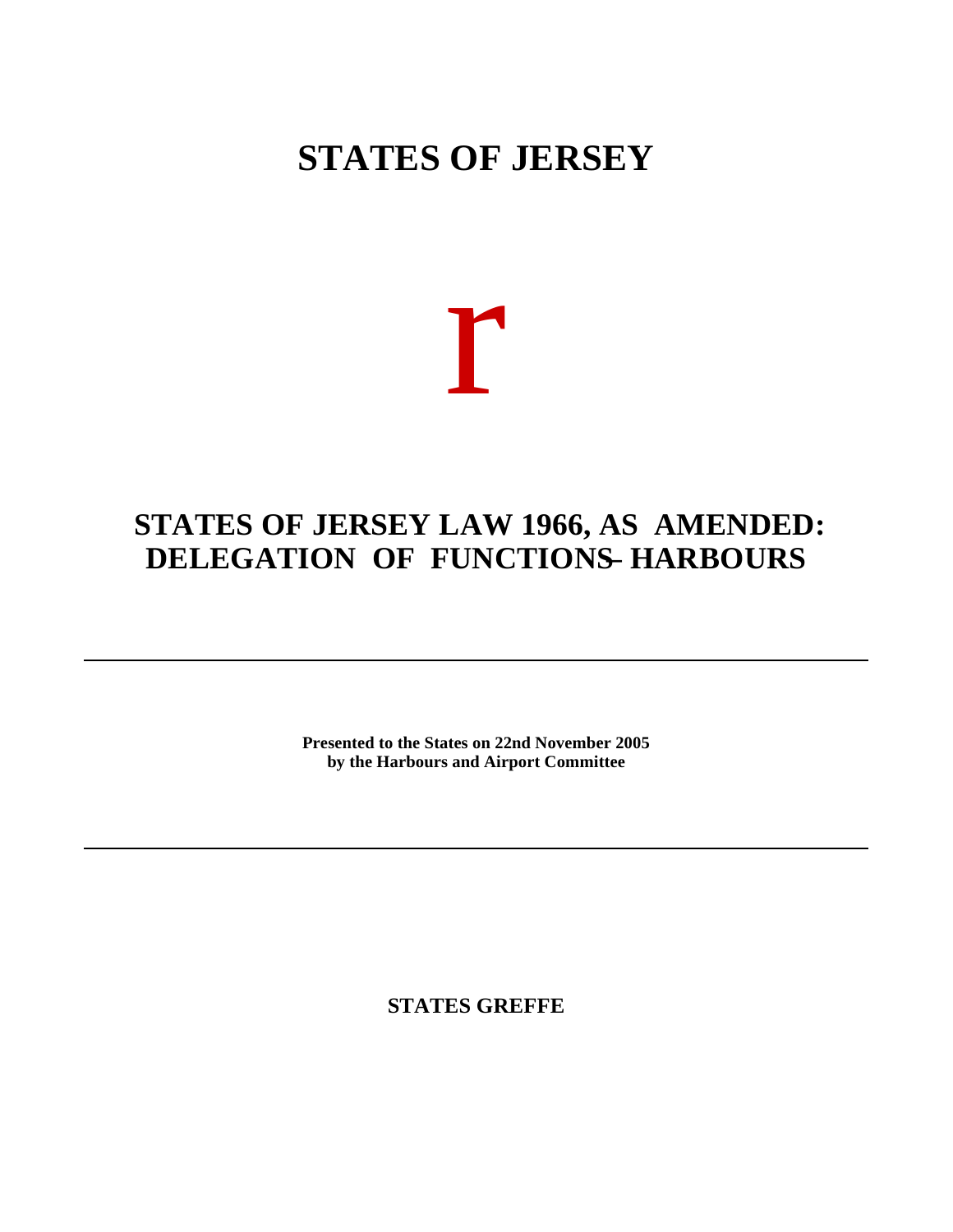# STATES OF JERSEY

r

## STATES OF JERSEY LAW 1966, AS AMENDED: DELEGATION OF FUNCTIONS – HARBOURS

---

**Presented to the States on 22nd November 2005**
**by the Harbours and Airport Committee**

---

**STATES GREFFE**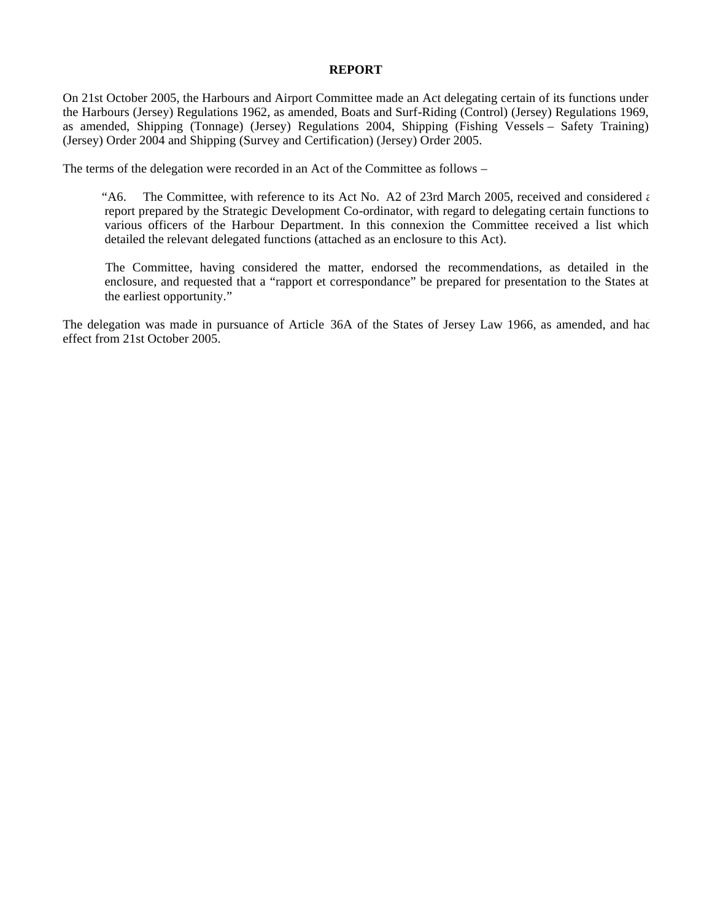**REPORT**

On 21st October 2005, the Harbours and Airport Committee made an Act delegating certain of its functions under the Harbours (Jersey) Regulations 1962, as amended, Boats and Surf-Riding (Control) (Jersey) Regulations 1969, as amended, Shipping (Tonnage) (Jersey) Regulations 2004, Shipping (Fishing Vessels – Safety Training) (Jersey) Order 2004 and Shipping (Survey and Certification) (Jersey) Order 2005.

The terms of the delegation were recorded in an Act of the Committee as follows –

> "A6. The Committee, with reference to its Act No. A2 of 23rd March 2005, received and considered a report prepared by the Strategic Development Co-ordinator, with regard to delegating certain functions to various officers of the Harbour Department. In this connexion the Committee received a list which detailed the relevant delegated functions (attached as an enclosure to this Act).
>
> The Committee, having considered the matter, endorsed the recommendations, as detailed in the enclosure, and requested that a "rapport et correspondance" be prepared for presentation to the States at the earliest opportunity."

The delegation was made in pursuance of Article 36A of the States of Jersey Law 1966, as amended, and had effect from 21st October 2005.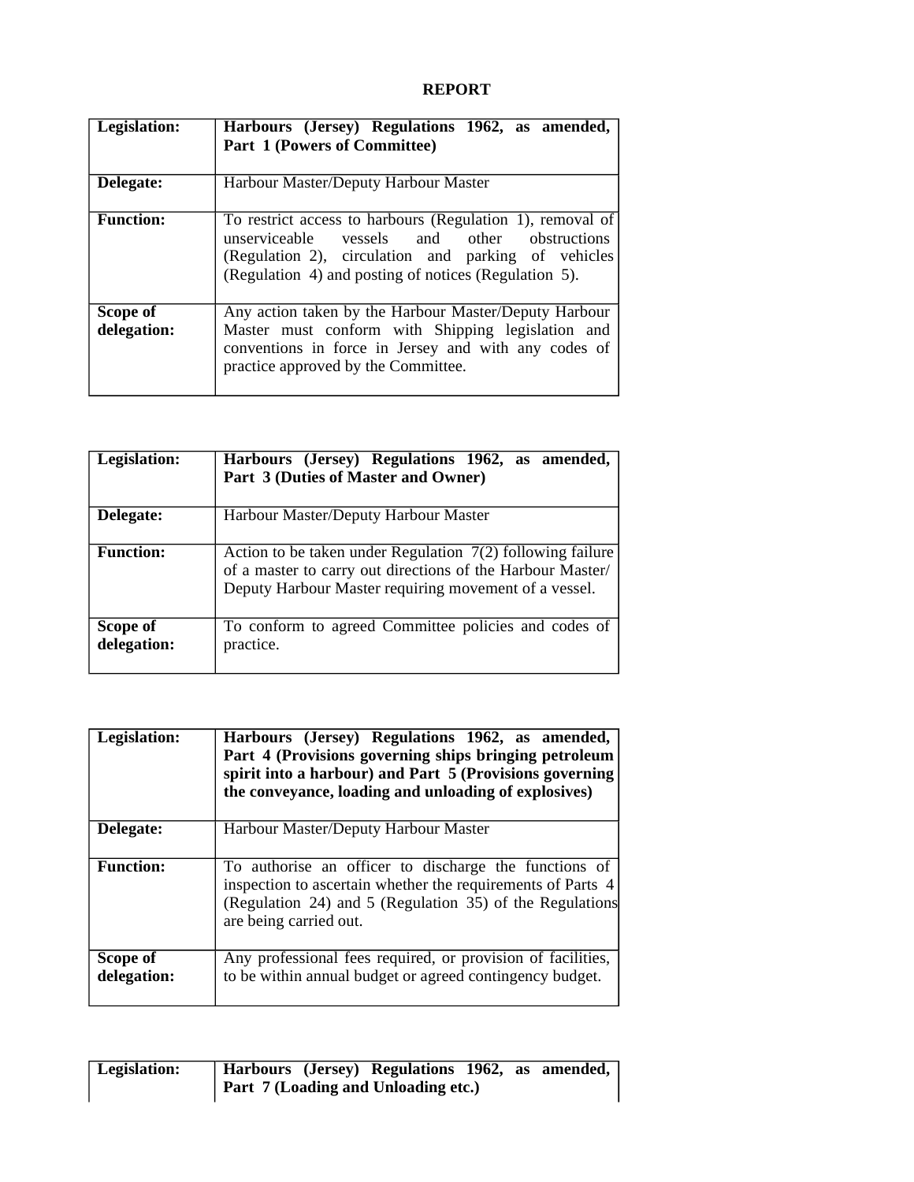**REPORT**

| **Legislation:** | **Harbours (Jersey) Regulations 1962, as amended, Part 1 (Powers of Committee)** |
|---|---|
| **Delegate:** | Harbour Master/Deputy Harbour Master |
| **Function:** | To restrict access to harbours (Regulation 1), removal of unserviceable vessels and other obstructions (Regulation 2), circulation and parking of vehicles (Regulation 4) and posting of notices (Regulation 5). |
| **Scope of delegation:** | Any action taken by the Harbour Master/Deputy Harbour Master must conform with Shipping legislation and conventions in force in Jersey and with any codes of practice approved by the Committee. |

| **Legislation:** | **Harbours (Jersey) Regulations 1962, as amended, Part 3 (Duties of Master and Owner)** |
|---|---|
| **Delegate:** | Harbour Master/Deputy Harbour Master |
| **Function:** | Action to be taken under Regulation 7(2) following failure of a master to carry out directions of the Harbour Master/ Deputy Harbour Master requiring movement of a vessel. |
| **Scope of delegation:** | To conform to agreed Committee policies and codes of practice. |

| **Legislation:** | **Harbours (Jersey) Regulations 1962, as amended, Part 4 (Provisions governing ships bringing petroleum spirit into a harbour) and Part 5 (Provisions governing the conveyance, loading and unloading of explosives)** |
|---|---|
| **Delegate:** | Harbour Master/Deputy Harbour Master |
| **Function:** | To authorise an officer to discharge the functions of inspection to ascertain whether the requirements of Parts 4 (Regulation 24) and 5 (Regulation 35) of the Regulations are being carried out. |
| **Scope of delegation:** | Any professional fees required, or provision of facilities, to be within annual budget or agreed contingency budget. |

| **Legislation:** | **Harbours (Jersey) Regulations 1962, as amended, Part 7 (Loading and Unloading etc.)** |
|---|---|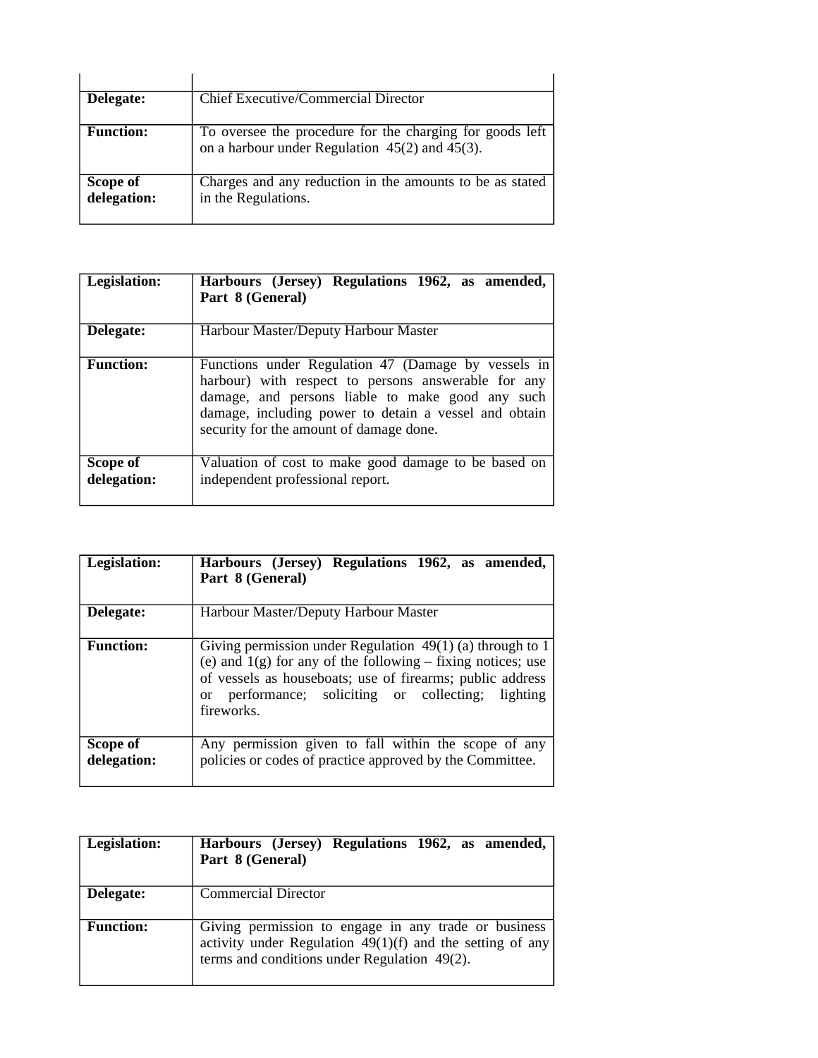| | |
|---|---|
| **Delegate:** | Chief Executive/Commercial Director |
| **Function:** | To oversee the procedure for the charging for goods left on a harbour under Regulation 45(2) and 45(3). |
| **Scope of delegation:** | Charges and any reduction in the amounts to be as stated in the Regulations. |

| **Legislation:** | **Harbours (Jersey) Regulations 1962, as amended, Part 8 (General)** |
|---|---|
| **Delegate:** | Harbour Master/Deputy Harbour Master |
| **Function:** | Functions under Regulation 47 (Damage by vessels in harbour) with respect to persons answerable for any damage, and persons liable to make good any such damage, including power to detain a vessel and obtain security for the amount of damage done. |
| **Scope of delegation:** | Valuation of cost to make good damage to be based on independent professional report. |

| **Legislation:** | **Harbours (Jersey) Regulations 1962, as amended, Part 8 (General)** |
|---|---|
| **Delegate:** | Harbour Master/Deputy Harbour Master |
| **Function:** | Giving permission under Regulation 49(1) (a) through to 1 (e) and 1(g) for any of the following – fixing notices; use of vessels as houseboats; use of firearms; public address or performance; soliciting or collecting; lighting fireworks. |
| **Scope of delegation:** | Any permission given to fall within the scope of any policies or codes of practice approved by the Committee. |

| **Legislation:** | **Harbours (Jersey) Regulations 1962, as amended, Part 8 (General)** |
|---|---|
| **Delegate:** | Commercial Director |
| **Function:** | Giving permission to engage in any trade or business activity under Regulation 49(1)(f) and the setting of any terms and conditions under Regulation 49(2). |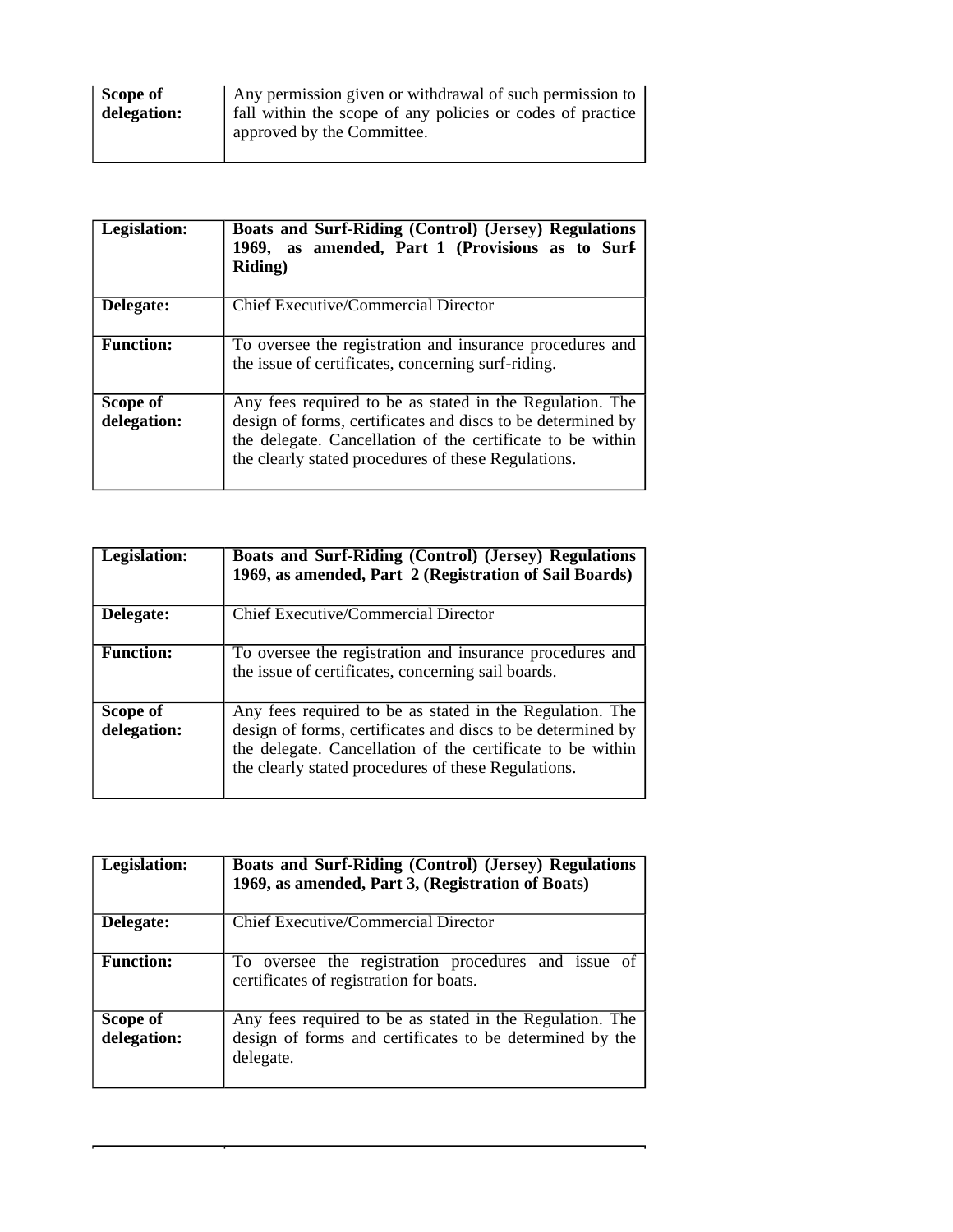| Scope of delegation: | Any permission given or withdrawal of such permission to fall within the scope of any policies or codes of practice approved by the Committee. |
|---|---|

| **Legislation:** | **Boats and Surf-Riding (Control) (Jersey) Regulations 1969, as amended, Part 1 (Provisions as to Surf-Riding)** |
|---|---|
| **Delegate:** | Chief Executive/Commercial Director |
| **Function:** | To oversee the registration and insurance procedures and the issue of certificates, concerning surf-riding. |
| **Scope of delegation:** | Any fees required to be as stated in the Regulation. The design of forms, certificates and discs to be determined by the delegate. Cancellation of the certificate to be within the clearly stated procedures of these Regulations. |

| **Legislation:** | **Boats and Surf-Riding (Control) (Jersey) Regulations 1969, as amended, Part 2 (Registration of Sail Boards)** |
|---|---|
| **Delegate:** | Chief Executive/Commercial Director |
| **Function:** | To oversee the registration and insurance procedures and the issue of certificates, concerning sail boards. |
| **Scope of delegation:** | Any fees required to be as stated in the Regulation. The design of forms, certificates and discs to be determined by the delegate. Cancellation of the certificate to be within the clearly stated procedures of these Regulations. |

| **Legislation:** | **Boats and Surf-Riding (Control) (Jersey) Regulations 1969, as amended, Part 3, (Registration of Boats)** |
|---|---|
| **Delegate:** | Chief Executive/Commercial Director |
| **Function:** | To oversee the registration procedures and issue of certificates of registration for boats. |
| **Scope of delegation:** | Any fees required to be as stated in the Regulation. The design of forms and certificates to be determined by the delegate. |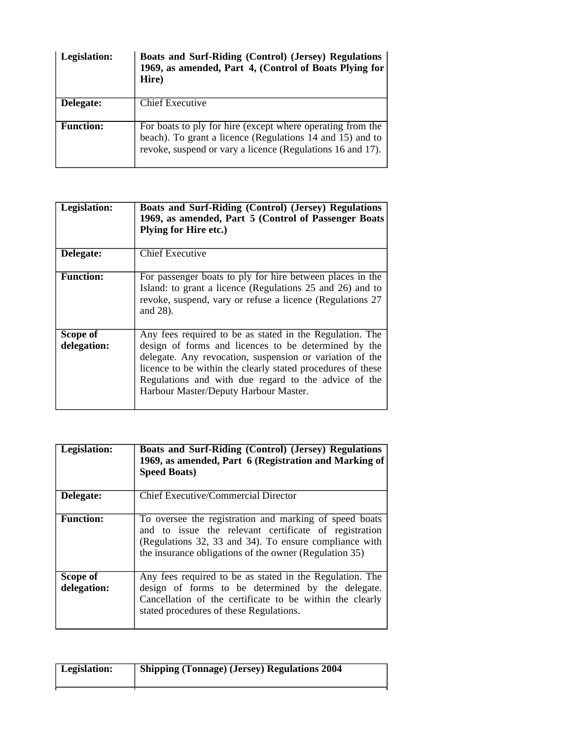| Legislation: | **Boats and Surf-Riding (Control) (Jersey) Regulations 1969, as amended, Part 4, (Control of Boats Plying for Hire)** |
|---|---|
| **Delegate:** | Chief Executive |
| **Function:** | For boats to ply for hire (except where operating from the beach). To grant a licence (Regulations 14 and 15) and to revoke, suspend or vary a licence (Regulations 16 and 17). |

| Legislation: | **Boats and Surf-Riding (Control) (Jersey) Regulations 1969, as amended, Part 5 (Control of Passenger Boats Plying for Hire etc.)** |
|---|---|
| **Delegate:** | Chief Executive |
| **Function:** | For passenger boats to ply for hire between places in the Island: to grant a licence (Regulations 25 and 26) and to revoke, suspend, vary or refuse a licence (Regulations 27 and 28). |
| **Scope of delegation:** | Any fees required to be as stated in the Regulation. The design of forms and licences to be determined by the delegate. Any revocation, suspension or variation of the licence to be within the clearly stated procedures of these Regulations and with due regard to the advice of the Harbour Master/Deputy Harbour Master. |

| Legislation: | **Boats and Surf-Riding (Control) (Jersey) Regulations 1969, as amended, Part 6 (Registration and Marking of Speed Boats)** |
|---|---|
| **Delegate:** | Chief Executive/Commercial Director |
| **Function:** | To oversee the registration and marking of speed boats and to issue the relevant certificate of registration (Regulations 32, 33 and 34). To ensure compliance with the insurance obligations of the owner (Regulation 35) |
| **Scope of delegation:** | Any fees required to be as stated in the Regulation. The design of forms to be determined by the delegate. Cancellation of the certificate to be within the clearly stated procedures of these Regulations. |

| Legislation: | **Shipping (Tonnage) (Jersey) Regulations 2004** |
|---|---|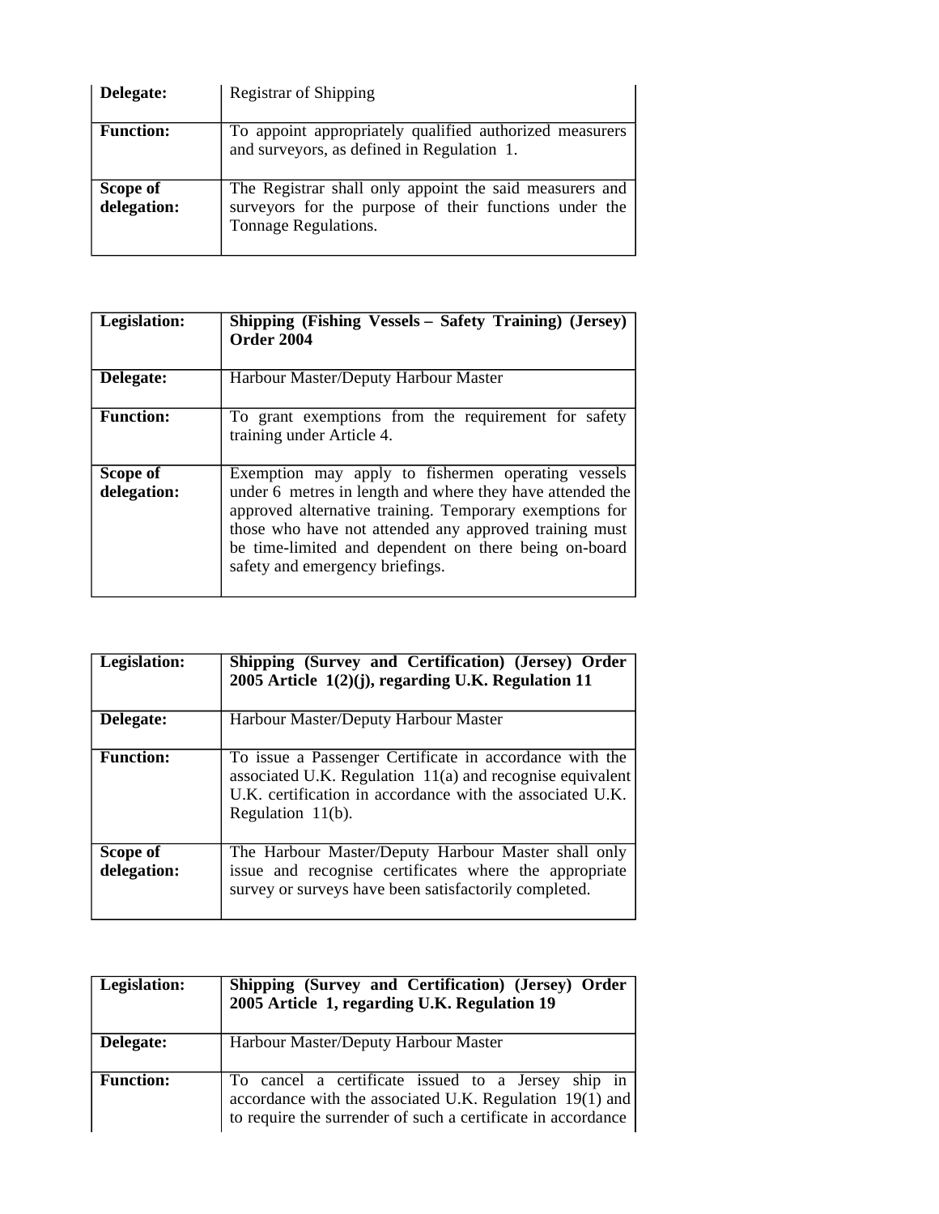| Delegate: | Registrar of Shipping |
|---|---|
| **Function:** | To appoint appropriately qualified authorized measurers and surveyors, as defined in Regulation 1. |
| **Scope of delegation:** | The Registrar shall only appoint the said measurers and surveyors for the purpose of their functions under the Tonnage Regulations. |

| Legislation: | Shipping (Fishing Vessels – Safety Training) (Jersey) Order 2004 |
|---|---|
| **Delegate:** | Harbour Master/Deputy Harbour Master |
| **Function:** | To grant exemptions from the requirement for safety training under Article 4. |
| **Scope of delegation:** | Exemption may apply to fishermen operating vessels under 6 metres in length and where they have attended the approved alternative training. Temporary exemptions for those who have not attended any approved training must be time-limited and dependent on there being on-board safety and emergency briefings. |

| Legislation: | Shipping (Survey and Certification) (Jersey) Order 2005 Article 1(2)(j), regarding U.K. Regulation 11 |
|---|---|
| **Delegate:** | Harbour Master/Deputy Harbour Master |
| **Function:** | To issue a Passenger Certificate in accordance with the associated U.K. Regulation 11(a) and recognise equivalent U.K. certification in accordance with the associated U.K. Regulation 11(b). |
| **Scope of delegation:** | The Harbour Master/Deputy Harbour Master shall only issue and recognise certificates where the appropriate survey or surveys have been satisfactorily completed. |

| Legislation: | Shipping (Survey and Certification) (Jersey) Order 2005 Article 1, regarding U.K. Regulation 19 |
|---|---|
| **Delegate:** | Harbour Master/Deputy Harbour Master |
| **Function:** | To cancel a certificate issued to a Jersey ship in accordance with the associated U.K. Regulation 19(1) and to require the surrender of such a certificate in accordance |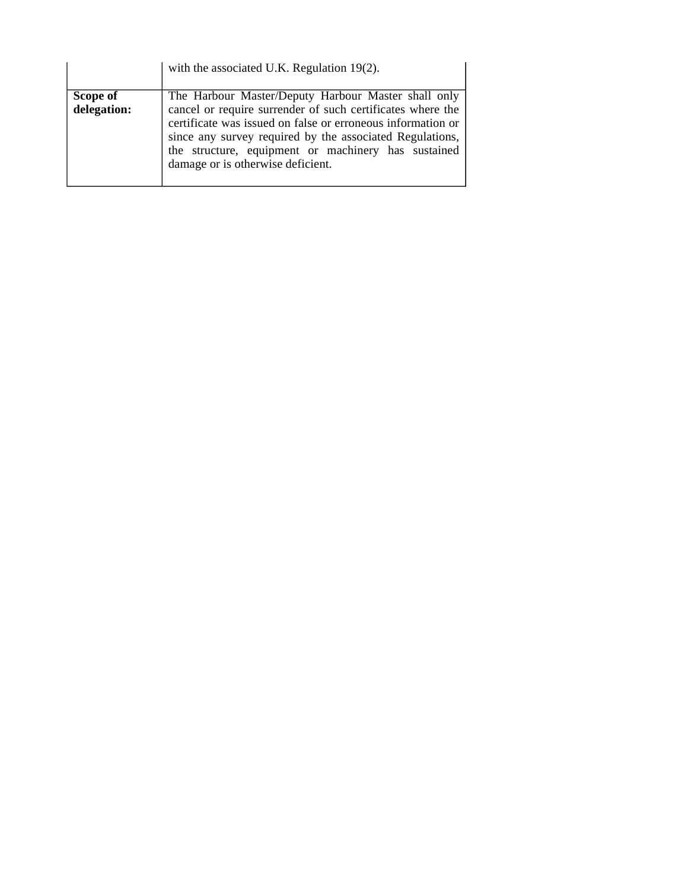| | |
|---|---|
| | with the associated U.K. Regulation 19(2). |
| **Scope of delegation:** | The Harbour Master/Deputy Harbour Master shall only cancel or require surrender of such certificates where the certificate was issued on false or erroneous information or since any survey required by the associated Regulations, the structure, equipment or machinery has sustained damage or is otherwise deficient. |